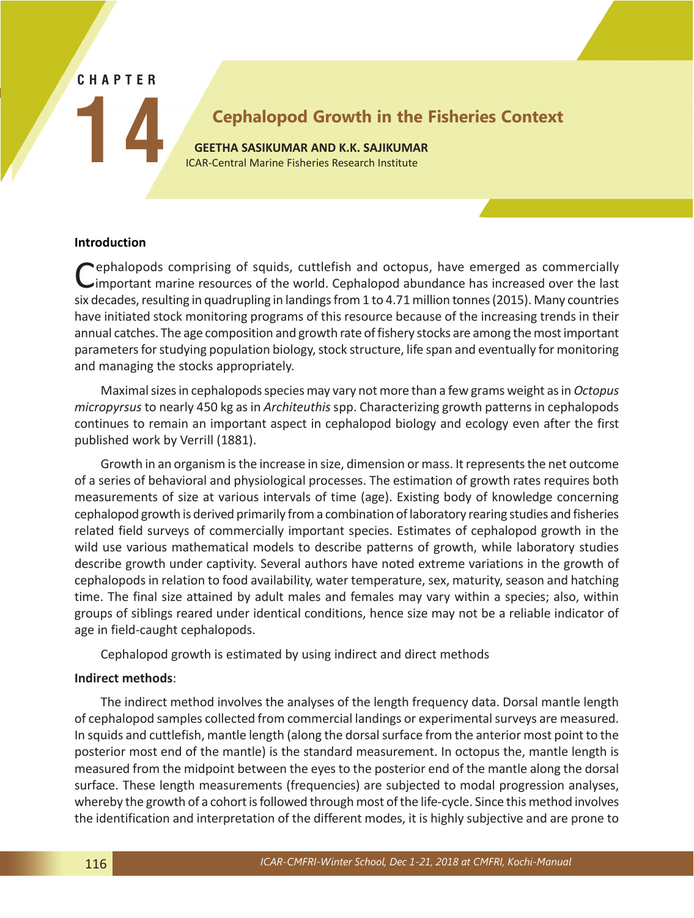CHAPTER 14

# Cephalopod Growth in the Fisheries Context

**GEETHA SASIKUMAR AND K.K. SAJIKUMAR**
ICAR-Central Marine Fisheries Research Institute

## Introduction

Cephalopods comprising of squids, cuttlefish and octopus, have emerged as commercially important marine resources of the world. Cephalopod abundance has increased over the last six decades, resulting in quadrupling in landings from 1 to 4.71 million tonnes (2015). Many countries have initiated stock monitoring programs of this resource because of the increasing trends in their annual catches. The age composition and growth rate of fishery stocks are among the most important parameters for studying population biology, stock structure, life span and eventually for monitoring and managing the stocks appropriately.

Maximal sizes in cephalopods species may vary not more than a few grams weight as in *Octopus micropyrsus* to nearly 450 kg as in *Architeuthis* spp. Characterizing growth patterns in cephalopods continues to remain an important aspect in cephalopod biology and ecology even after the first published work by Verrill (1881).

Growth in an organism is the increase in size, dimension or mass. It represents the net outcome of a series of behavioral and physiological processes. The estimation of growth rates requires both measurements of size at various intervals of time (age). Existing body of knowledge concerning cephalopod growth is derived primarily from a combination of laboratory rearing studies and fisheries related field surveys of commercially important species. Estimates of cephalopod growth in the wild use various mathematical models to describe patterns of growth, while laboratory studies describe growth under captivity. Several authors have noted extreme variations in the growth of cephalopods in relation to food availability, water temperature, sex, maturity, season and hatching time. The final size attained by adult males and females may vary within a species; also, within groups of siblings reared under identical conditions, hence size may not be a reliable indicator of age in field-caught cephalopods.

Cephalopod growth is estimated by using indirect and direct methods

**Indirect methods**:

The indirect method involves the analyses of the length frequency data. Dorsal mantle length of cephalopod samples collected from commercial landings or experimental surveys are measured. In squids and cuttlefish, mantle length (along the dorsal surface from the anterior most point to the posterior most end of the mantle) is the standard measurement. In octopus the, mantle length is measured from the midpoint between the eyes to the posterior end of the mantle along the dorsal surface. These length measurements (frequencies) are subjected to modal progression analyses, whereby the growth of a cohort is followed through most of the life-cycle. Since this method involves the identification and interpretation of the different modes, it is highly subjective and are prone to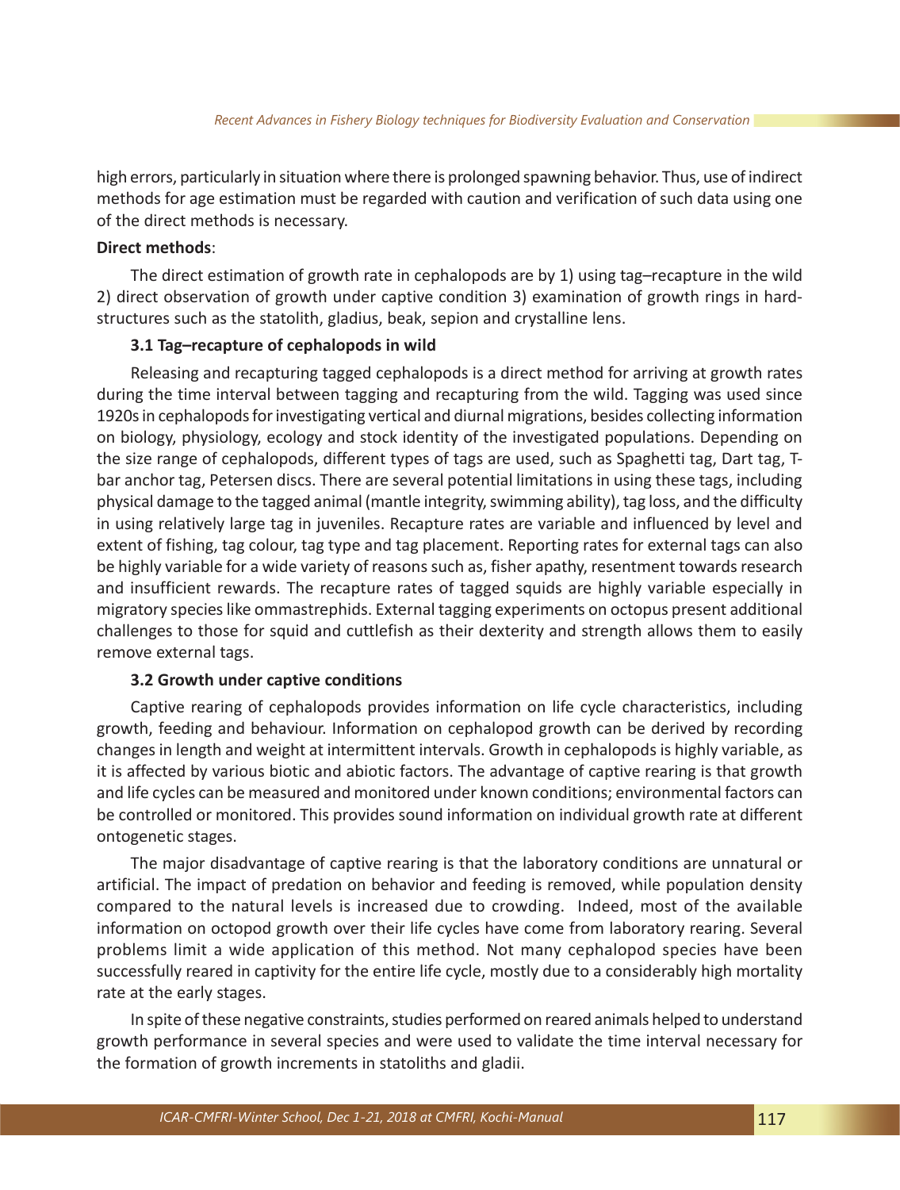high errors, particularly in situation where there is prolonged spawning behavior. Thus, use of indirect methods for age estimation must be regarded with caution and verification of such data using one of the direct methods is necessary.

**Direct methods**:

The direct estimation of growth rate in cephalopods are by 1) using tag–recapture in the wild 2) direct observation of growth under captive condition 3) examination of growth rings in hard-structures such as the statolith, gladius, beak, sepion and crystalline lens.

### 3.1 Tag–recapture of cephalopods in wild

Releasing and recapturing tagged cephalopods is a direct method for arriving at growth rates during the time interval between tagging and recapturing from the wild. Tagging was used since 1920s in cephalopods for investigating vertical and diurnal migrations, besides collecting information on biology, physiology, ecology and stock identity of the investigated populations. Depending on the size range of cephalopods, different types of tags are used, such as Spaghetti tag, Dart tag, T-bar anchor tag, Petersen discs. There are several potential limitations in using these tags, including physical damage to the tagged animal (mantle integrity, swimming ability), tag loss, and the difficulty in using relatively large tag in juveniles. Recapture rates are variable and influenced by level and extent of fishing, tag colour, tag type and tag placement. Reporting rates for external tags can also be highly variable for a wide variety of reasons such as, fisher apathy, resentment towards research and insufficient rewards. The recapture rates of tagged squids are highly variable especially in migratory species like ommastrephids. External tagging experiments on octopus present additional challenges to those for squid and cuttlefish as their dexterity and strength allows them to easily remove external tags.

### 3.2 Growth under captive conditions

Captive rearing of cephalopods provides information on life cycle characteristics, including growth, feeding and behaviour. Information on cephalopod growth can be derived by recording changes in length and weight at intermittent intervals. Growth in cephalopods is highly variable, as it is affected by various biotic and abiotic factors. The advantage of captive rearing is that growth and life cycles can be measured and monitored under known conditions; environmental factors can be controlled or monitored. This provides sound information on individual growth rate at different ontogenetic stages.

The major disadvantage of captive rearing is that the laboratory conditions are unnatural or artificial. The impact of predation on behavior and feeding is removed, while population density compared to the natural levels is increased due to crowding. Indeed, most of the available information on octopod growth over their life cycles have come from laboratory rearing. Several problems limit a wide application of this method. Not many cephalopod species have been successfully reared in captivity for the entire life cycle, mostly due to a considerably high mortality rate at the early stages.

In spite of these negative constraints, studies performed on reared animals helped to understand growth performance in several species and were used to validate the time interval necessary for the formation of growth increments in statoliths and gladii.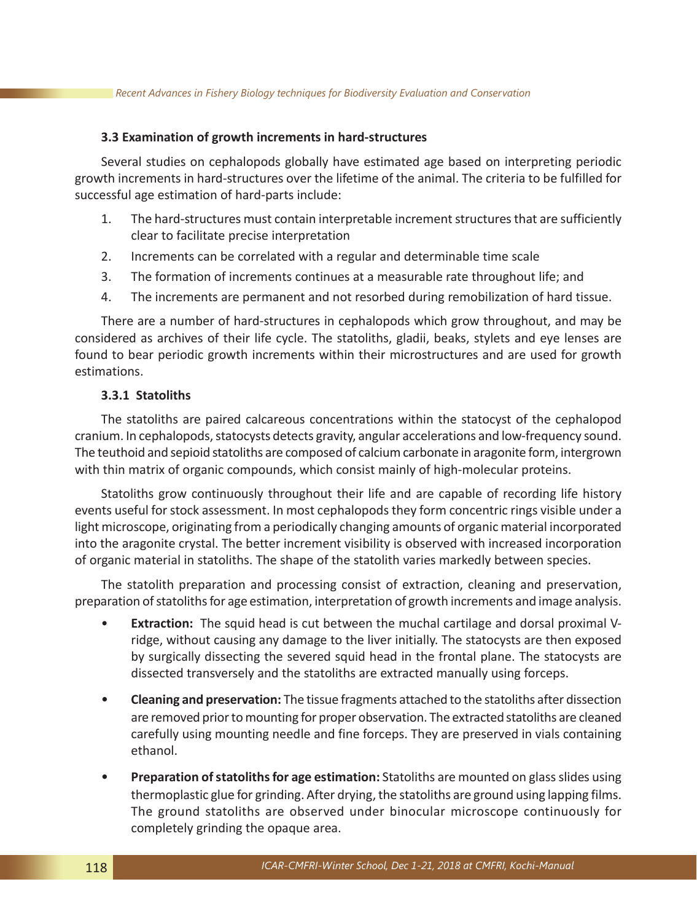### 3.3 Examination of growth increments in hard-structures

Several studies on cephalopods globally have estimated age based on interpreting periodic growth increments in hard-structures over the lifetime of the animal. The criteria to be fulfilled for successful age estimation of hard-parts include:

1. The hard-structures must contain interpretable increment structures that are sufficiently clear to facilitate precise interpretation
2. Increments can be correlated with a regular and determinable time scale
3. The formation of increments continues at a measurable rate throughout life; and
4. The increments are permanent and not resorbed during remobilization of hard tissue.

There are a number of hard-structures in cephalopods which grow throughout, and may be considered as archives of their life cycle. The statoliths, gladii, beaks, stylets and eye lenses are found to bear periodic growth increments within their microstructures and are used for growth estimations.

#### 3.3.1 Statoliths

The statoliths are paired calcareous concentrations within the statocyst of the cephalopod cranium. In cephalopods, statocysts detects gravity, angular accelerations and low-frequency sound. The teuthoid and sepioid statoliths are composed of calcium carbonate in aragonite form, intergrown with thin matrix of organic compounds, which consist mainly of high-molecular proteins.

Statoliths grow continuously throughout their life and are capable of recording life history events useful for stock assessment. In most cephalopods they form concentric rings visible under a light microscope, originating from a periodically changing amounts of organic material incorporated into the aragonite crystal. The better increment visibility is observed with increased incorporation of organic material in statoliths. The shape of the statolith varies markedly between species.

The statolith preparation and processing consist of extraction, cleaning and preservation, preparation of statoliths for age estimation, interpretation of growth increments and image analysis.

- **Extraction:** The squid head is cut between the muchal cartilage and dorsal proximal V-ridge, without causing any damage to the liver initially. The statocysts are then exposed by surgically dissecting the severed squid head in the frontal plane. The statocysts are dissected transversely and the statoliths are extracted manually using forceps.

- **Cleaning and preservation:** The tissue fragments attached to the statoliths after dissection are removed prior to mounting for proper observation. The extracted statoliths are cleaned carefully using mounting needle and fine forceps. They are preserved in vials containing ethanol.

- **Preparation of statoliths for age estimation:** Statoliths are mounted on glass slides using thermoplastic glue for grinding. After drying, the statoliths are ground using lapping films. The ground statoliths are observed under binocular microscope continuously for completely grinding the opaque area.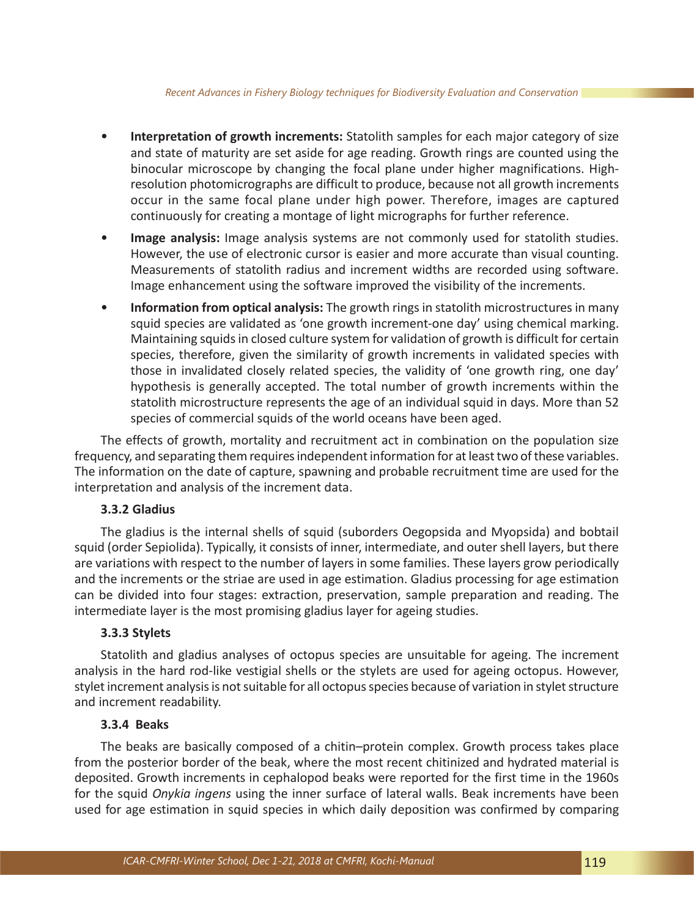- **Interpretation of growth increments:** Statolith samples for each major category of size and state of maturity are set aside for age reading. Growth rings are counted using the binocular microscope by changing the focal plane under higher magnifications. High-resolution photomicrographs are difficult to produce, because not all growth increments occur in the same focal plane under high power. Therefore, images are captured continuously for creating a montage of light micrographs for further reference.
- **Image analysis:** Image analysis systems are not commonly used for statolith studies. However, the use of electronic cursor is easier and more accurate than visual counting. Measurements of statolith radius and increment widths are recorded using software. Image enhancement using the software improved the visibility of the increments.
- **Information from optical analysis:** The growth rings in statolith microstructures in many squid species are validated as 'one growth increment-one day' using chemical marking. Maintaining squids in closed culture system for validation of growth is difficult for certain species, therefore, given the similarity of growth increments in validated species with those in invalidated closely related species, the validity of 'one growth ring, one day' hypothesis is generally accepted. The total number of growth increments within the statolith microstructure represents the age of an individual squid in days. More than 52 species of commercial squids of the world oceans have been aged.

The effects of growth, mortality and recruitment act in combination on the population size frequency, and separating them requires independent information for at least two of these variables. The information on the date of capture, spawning and probable recruitment time are used for the interpretation and analysis of the increment data.

### 3.3.2 Gladius

The gladius is the internal shells of squid (suborders Oegopsida and Myopsida) and bobtail squid (order Sepiolida). Typically, it consists of inner, intermediate, and outer shell layers, but there are variations with respect to the number of layers in some families. These layers grow periodically and the increments or the striae are used in age estimation. Gladius processing for age estimation can be divided into four stages: extraction, preservation, sample preparation and reading. The intermediate layer is the most promising gladius layer for ageing studies.

### 3.3.3 Stylets

Statolith and gladius analyses of octopus species are unsuitable for ageing. The increment analysis in the hard rod-like vestigial shells or the stylets are used for ageing octopus. However, stylet increment analysis is not suitable for all octopus species because of variation in stylet structure and increment readability.

### 3.3.4 Beaks

The beaks are basically composed of a chitin–protein complex. Growth process takes place from the posterior border of the beak, where the most recent chitinized and hydrated material is deposited. Growth increments in cephalopod beaks were reported for the first time in the 1960s for the squid *Onykia ingens* using the inner surface of lateral walls. Beak increments have been used for age estimation in squid species in which daily deposition was confirmed by comparing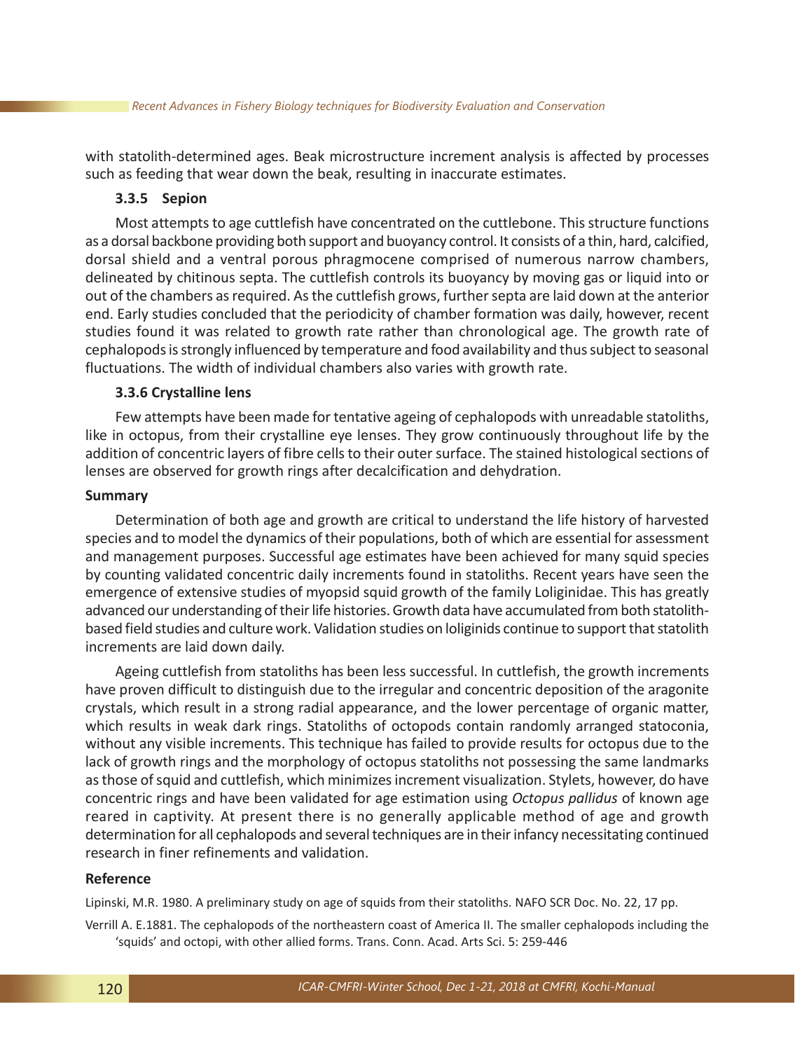with statolith-determined ages. Beak microstructure increment analysis is affected by processes such as feeding that wear down the beak, resulting in inaccurate estimates.

### 3.3.5 Sepion

Most attempts to age cuttlefish have concentrated on the cuttlebone. This structure functions as a dorsal backbone providing both support and buoyancy control. It consists of a thin, hard, calcified, dorsal shield and a ventral porous phragmocene comprised of numerous narrow chambers, delineated by chitinous septa. The cuttlefish controls its buoyancy by moving gas or liquid into or out of the chambers as required. As the cuttlefish grows, further septa are laid down at the anterior end. Early studies concluded that the periodicity of chamber formation was daily, however, recent studies found it was related to growth rate rather than chronological age. The growth rate of cephalopods is strongly influenced by temperature and food availability and thus subject to seasonal fluctuations. The width of individual chambers also varies with growth rate.

### 3.3.6 Crystalline lens

Few attempts have been made for tentative ageing of cephalopods with unreadable statoliths, like in octopus, from their crystalline eye lenses. They grow continuously throughout life by the addition of concentric layers of fibre cells to their outer surface. The stained histological sections of lenses are observed for growth rings after decalcification and dehydration.

## Summary

Determination of both age and growth are critical to understand the life history of harvested species and to model the dynamics of their populations, both of which are essential for assessment and management purposes. Successful age estimates have been achieved for many squid species by counting validated concentric daily increments found in statoliths. Recent years have seen the emergence of extensive studies of myopsid squid growth of the family Loliginidae. This has greatly advanced our understanding of their life histories. Growth data have accumulated from both statolith-based field studies and culture work. Validation studies on loliginids continue to support that statolith increments are laid down daily.

Ageing cuttlefish from statoliths has been less successful. In cuttlefish, the growth increments have proven difficult to distinguish due to the irregular and concentric deposition of the aragonite crystals, which result in a strong radial appearance, and the lower percentage of organic matter, which results in weak dark rings. Statoliths of octopods contain randomly arranged statoconia, without any visible increments. This technique has failed to provide results for octopus due to the lack of growth rings and the morphology of octopus statoliths not possessing the same landmarks as those of squid and cuttlefish, which minimizes increment visualization. Stylets, however, do have concentric rings and have been validated for age estimation using *Octopus pallidus* of known age reared in captivity. At present there is no generally applicable method of age and growth determination for all cephalopods and several techniques are in their infancy necessitating continued research in finer refinements and validation.

## Reference

Lipinski, M.R. 1980. A preliminary study on age of squids from their statoliths. NAFO SCR Doc. No. 22, 17 pp.

Verrill A. E.1881. The cephalopods of the northeastern coast of America II. The smaller cephalopods including the 'squids' and octopi, with other allied forms. Trans. Conn. Acad. Arts Sci. 5: 259-446